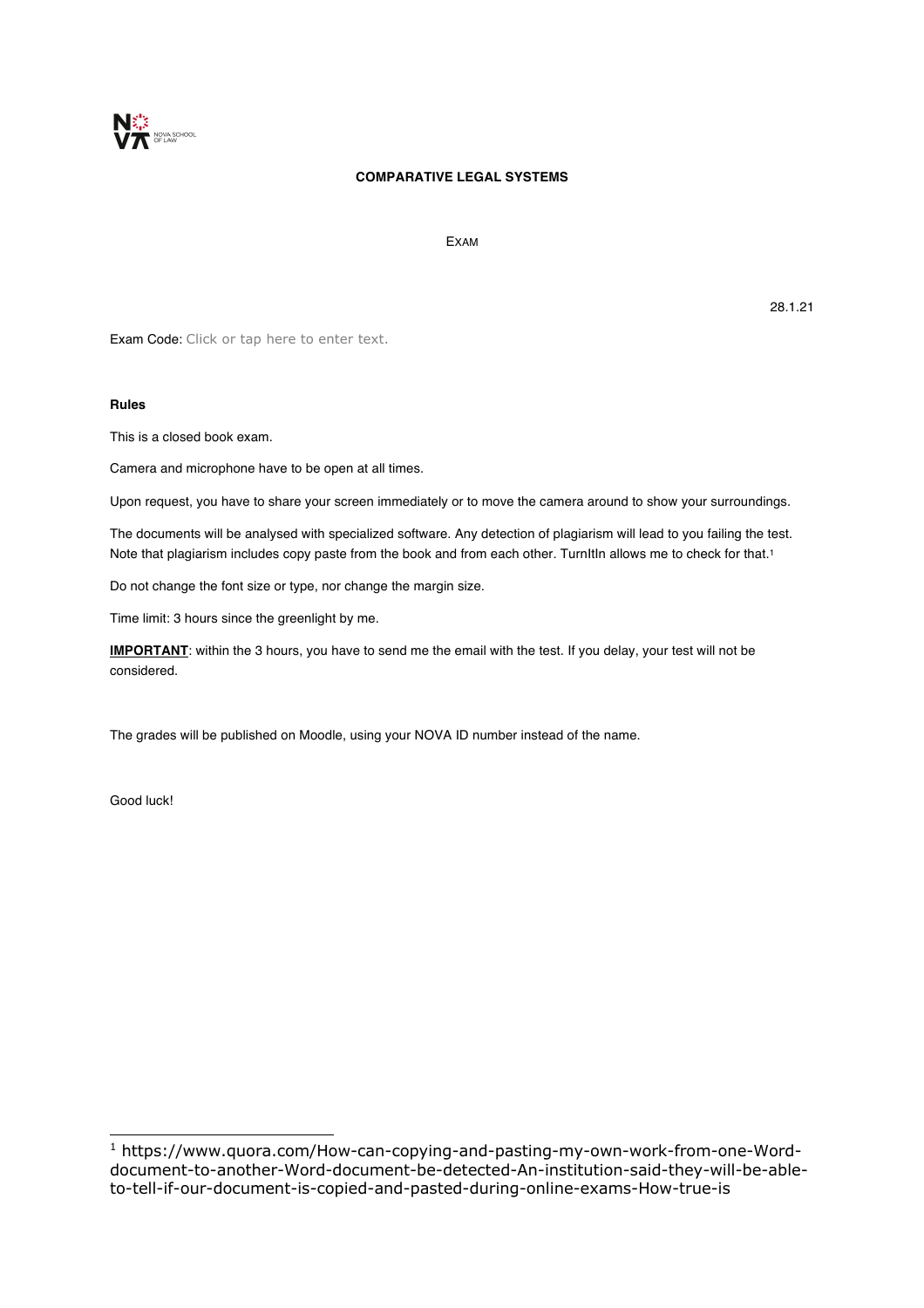NOVA SCHOOL OF LAW

**COMPARATIVE LEGAL SYSTEMS**

EXAM

28.1.21

Exam Code: Click or tap here to enter text.

**Rules**

This is a closed book exam.

Camera and microphone have to be open at all times.

Upon request, you have to share your screen immediately or to move the camera around to show your surroundings.

The documents will be analysed with specialized software. Any detection of plagiarism will lead to you failing the test. Note that plagiarism includes copy paste from the book and from each other. TurnItIn allows me to check for that.[1]

Do not change the font size or type, nor change the margin size.

Time limit: 3 hours since the greenlight by me.

**IMPORTANT**: within the 3 hours, you have to send me the email with the test. If you delay, your test will not be considered.

The grades will be published on Moodle, using your NOVA ID number instead of the name.

Good luck!

---

[1] https://www.quora.com/How-can-copying-and-pasting-my-own-work-from-one-Word-document-to-another-Word-document-be-detected-An-institution-said-they-will-be-able-to-tell-if-our-document-is-copied-and-pasted-during-online-exams-How-true-is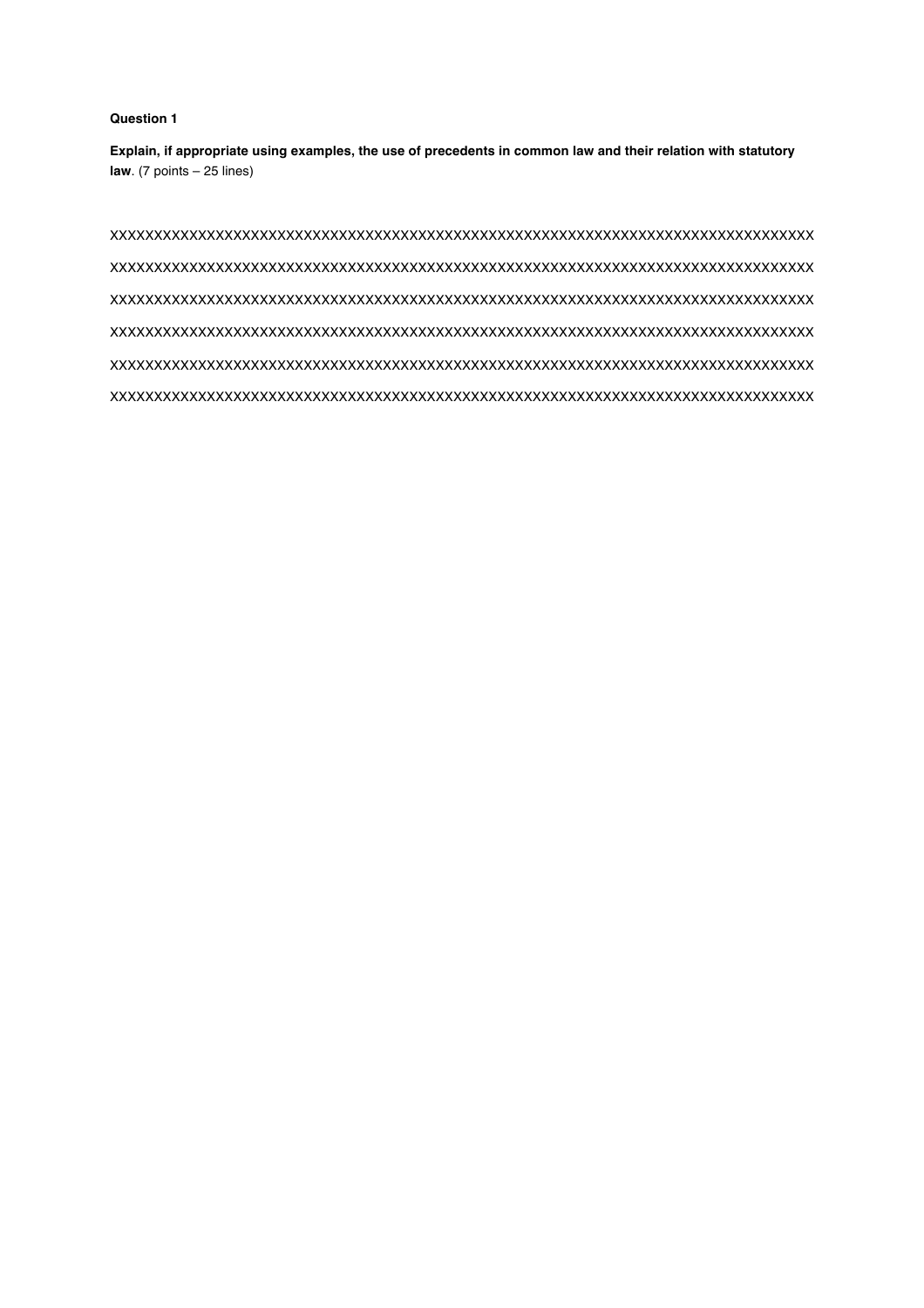**Question 1**

**Explain, if appropriate using examples, the use of precedents in common law and their relation with statutory law**. (7 points – 25 lines)

XXXXXXXXXXXXXXXXXXXXXXXXXXXXXXXXXXXXXXXXXXXXXXXXXXXXXXXXXXXXXXXXXXXXXXXXXXXXXXXX

XXXXXXXXXXXXXXXXXXXXXXXXXXXXXXXXXXXXXXXXXXXXXXXXXXXXXXXXXXXXXXXXXXXXXXXXXXXXXXXX

XXXXXXXXXXXXXXXXXXXXXXXXXXXXXXXXXXXXXXXXXXXXXXXXXXXXXXXXXXXXXXXXXXXXXXXXXXXXXXXX

XXXXXXXXXXXXXXXXXXXXXXXXXXXXXXXXXXXXXXXXXXXXXXXXXXXXXXXXXXXXXXXXXXXXXXXXXXXXXXXX

XXXXXXXXXXXXXXXXXXXXXXXXXXXXXXXXXXXXXXXXXXXXXXXXXXXXXXXXXXXXXXXXXXXXXXXXXXXXXXXX

XXXXXXXXXXXXXXXXXXXXXXXXXXXXXXXXXXXXXXXXXXXXXXXXXXXXXXXXXXXXXXXXXXXXXXXXXXXXXXXX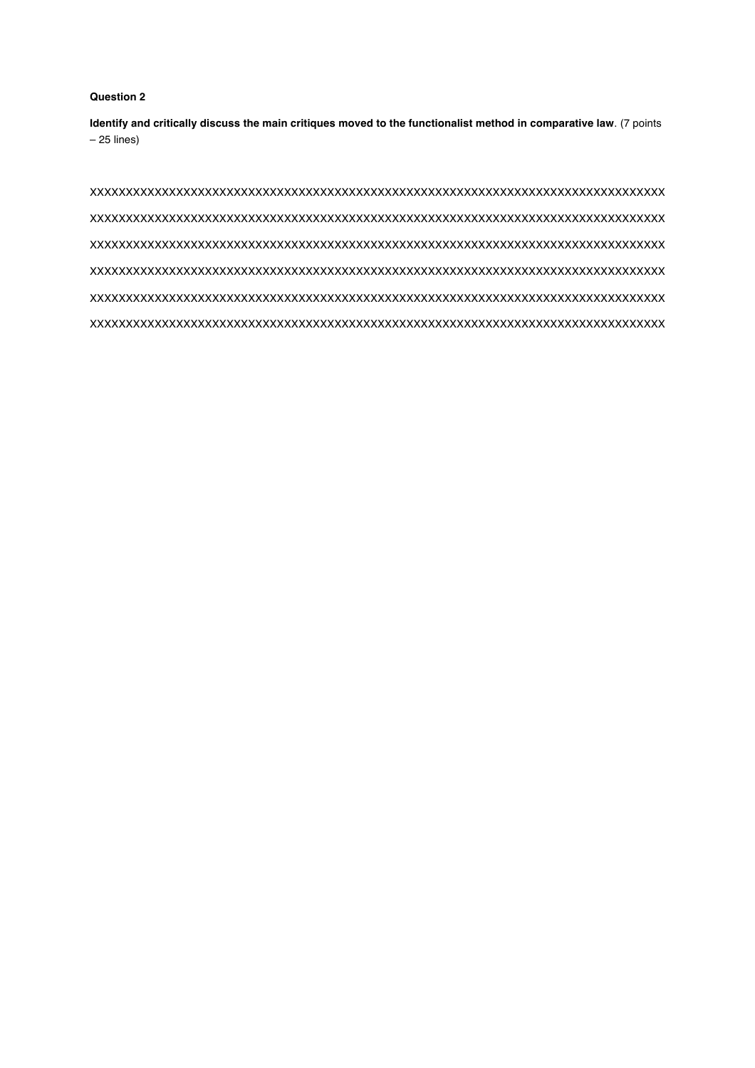**Question 2**

**Identify and critically discuss the main critiques moved to the functionalist method in comparative law**. (7 points – 25 lines)

XXXXXXXXXXXXXXXXXXXXXXXXXXXXXXXXXXXXXXXXXXXXXXXXXXXXXXXXXXXXXXXXXXXXXXXXXXXX

XXXXXXXXXXXXXXXXXXXXXXXXXXXXXXXXXXXXXXXXXXXXXXXXXXXXXXXXXXXXXXXXXXXXXXXXXXXX

XXXXXXXXXXXXXXXXXXXXXXXXXXXXXXXXXXXXXXXXXXXXXXXXXXXXXXXXXXXXXXXXXXXXXXXXXXX

XXXXXXXXXXXXXXXXXXXXXXXXXXXXXXXXXXXXXXXXXXXXXXXXXXXXXXXXXXXXXXXXXXXXXXXXXXX

XXXXXXXXXXXXXXXXXXXXXXXXXXXXXXXXXXXXXXXXXXXXXXXXXXXXXXXXXXXXXXXXXXXXXXXXXXXX

XXXXXXXXXXXXXXXXXXXXXXXXXXXXXXXXXXXXXXXXXXXXXXXXXXXXXXXXXXXXXXXXXXXXXXXXXXX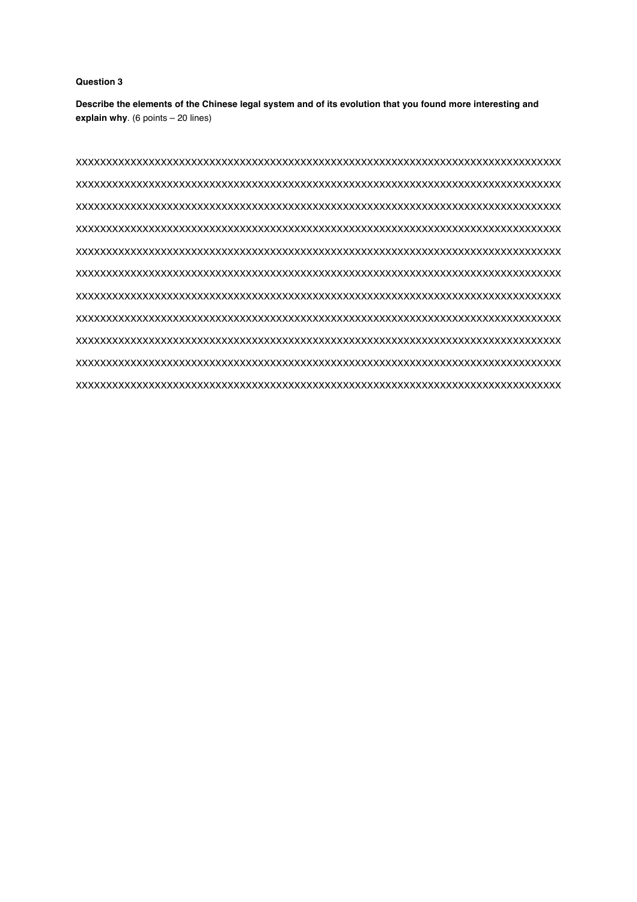**Question 3**

**Describe the elements of the Chinese legal system and of its evolution that you found more interesting and explain why**. (6 points – 20 lines)

XXXXXXXXXXXXXXXXXXXXXXXXXXXXXXXXXXXXXXXXXXXXXXXXXXXXXXXXXXXXXXXXXXXXXXXXXXXXX

XXXXXXXXXXXXXXXXXXXXXXXXXXXXXXXXXXXXXXXXXXXXXXXXXXXXXXXXXXXXXXXXXXXXXXXXXXXXX

XXXXXXXXXXXXXXXXXXXXXXXXXXXXXXXXXXXXXXXXXXXXXXXXXXXXXXXXXXXXXXXXXXXXXXXXXXXXX

XXXXXXXXXXXXXXXXXXXXXXXXXXXXXXXXXXXXXXXXXXXXXXXXXXXXXXXXXXXXXXXXXXXXXXXXXXXXX

XXXXXXXXXXXXXXXXXXXXXXXXXXXXXXXXXXXXXXXXXXXXXXXXXXXXXXXXXXXXXXXXXXXXXXXXXXXXX

XXXXXXXXXXXXXXXXXXXXXXXXXXXXXXXXXXXXXXXXXXXXXXXXXXXXXXXXXXXXXXXXXXXXXXXXXXXXX

XXXXXXXXXXXXXXXXXXXXXXXXXXXXXXXXXXXXXXXXXXXXXXXXXXXXXXXXXXXXXXXXXXXXXXXXXXXXX

XXXXXXXXXXXXXXXXXXXXXXXXXXXXXXXXXXXXXXXXXXXXXXXXXXXXXXXXXXXXXXXXXXXXXXXXXXXXX

XXXXXXXXXXXXXXXXXXXXXXXXXXXXXXXXXXXXXXXXXXXXXXXXXXXXXXXXXXXXXXXXXXXXXXXXXXXXX

XXXXXXXXXXXXXXXXXXXXXXXXXXXXXXXXXXXXXXXXXXXXXXXXXXXXXXXXXXXXXXXXXXXXXXXXXXXXX

XXXXXXXXXXXXXXXXXXXXXXXXXXXXXXXXXXXXXXXXXXXXXXXXXXXXXXXXXXXXXXXXXXXXXXXXXXXXX